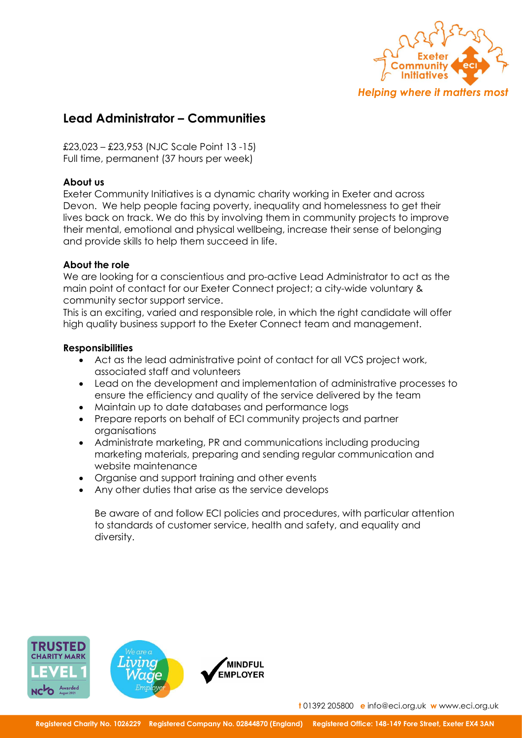# Lead Administrator – Communities

£23,023 – £23,953 (NJC Scale Point 13 -15)
Full time, permanent (37 hours per week)

**About us**

Exeter Community Initiatives is a dynamic charity working in Exeter and across Devon. We help people facing poverty, inequality and homelessness to get their lives back on track. We do this by involving them in community projects to improve their mental, emotional and physical wellbeing, increase their sense of belonging and provide skills to help them succeed in life.

**About the role**

We are looking for a conscientious and pro-active Lead Administrator to act as the main point of contact for our Exeter Connect project; a city-wide voluntary & community sector support service.

This is an exciting, varied and responsible role, in which the right candidate will offer high quality business support to the Exeter Connect team and management.

**Responsibilities**

- Act as the lead administrative point of contact for all VCS project work, associated staff and volunteers
- Lead on the development and implementation of administrative processes to ensure the efficiency and quality of the service delivered by the team
- Maintain up to date databases and performance logs
- Prepare reports on behalf of ECI community projects and partner organisations
- Administrate marketing, PR and communications including producing marketing materials, preparing and sending regular communication and website maintenance
- Organise and support training and other events
- Any other duties that arise as the service develops

Be aware of and follow ECI policies and procedures, with particular attention to standards of customer service, health and safety, and equality and diversity.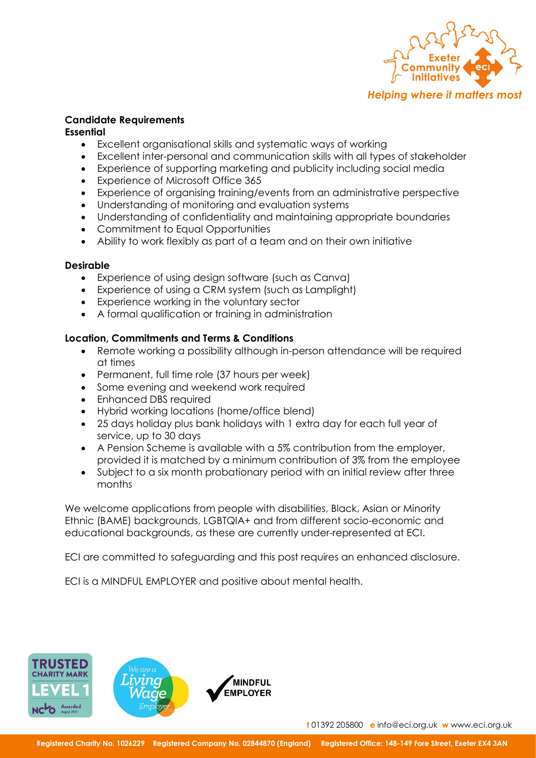## Candidate Requirements

### Essential

- Excellent organisational skills and systematic ways of working
- Excellent inter-personal and communication skills with all types of stakeholder
- Experience of supporting marketing and publicity including social media
- Experience of Microsoft Office 365
- Experience of organising training/events from an administrative perspective
- Understanding of monitoring and evaluation systems
- Understanding of confidentiality and maintaining appropriate boundaries
- Commitment to Equal Opportunities
- Ability to work flexibly as part of a team and on their own initiative

### Desirable

- Experience of using design software (such as Canva)
- Experience of using a CRM system (such as Lamplight)
- Experience working in the voluntary sector
- A formal qualification or training in administration

### Location, Commitments and Terms & Conditions

- Remote working a possibility although in-person attendance will be required at times
- Permanent, full time role (37 hours per week)
- Some evening and weekend work required
- Enhanced DBS required
- Hybrid working locations (home/office blend)
- 25 days holiday plus bank holidays with 1 extra day for each full year of service, up to 30 days
- A Pension Scheme is available with a 5% contribution from the employer, provided it is matched by a minimum contribution of 3% from the employee
- Subject to a six month probationary period with an initial review after three months

We welcome applications from people with disabilities, Black, Asian or Minority Ethnic (BAME) backgrounds, LGBTQIA+ and from different socio-economic and educational backgrounds, as these are currently under-represented at ECI.

ECI are committed to safeguarding and this post requires an enhanced disclosure.

ECI is a MINDFUL EMPLOYER and positive about mental health.

t 01392 205800 e info@eci.org.uk w www.eci.org.uk

Registered Charity No. 1026229 Registered Company No. 02844870 (England) Registered Office: 148-149 Fore Street, Exeter EX4 3AN